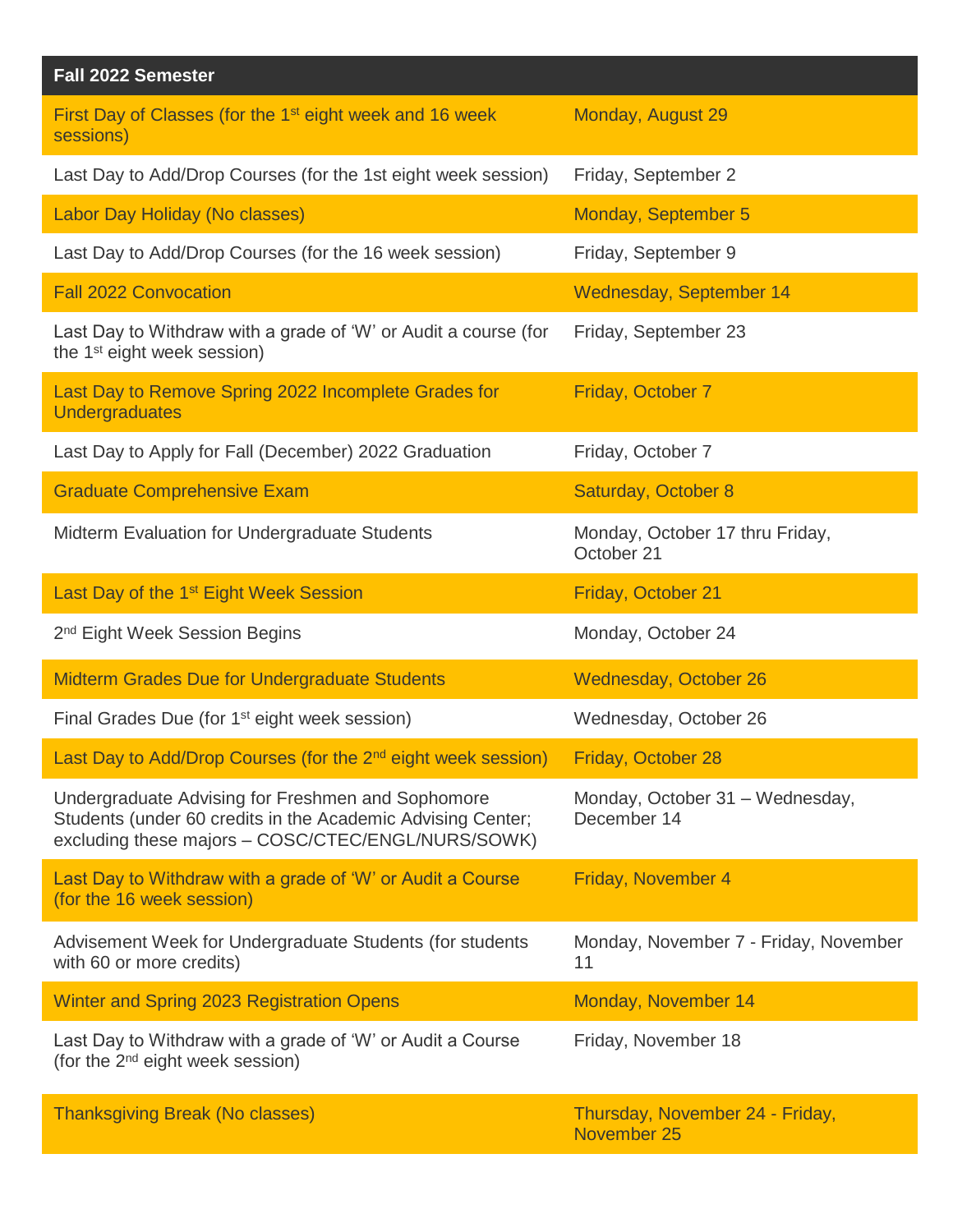| Fall 2022 Semester | |
|---|---|
| First Day of Classes (for the 1st eight week and 16 week sessions) | Monday, August 29 |
| Last Day to Add/Drop Courses (for the 1st eight week session) | Friday, September 2 |
| Labor Day Holiday (No classes) | Monday, September 5 |
| Last Day to Add/Drop Courses (for the 16 week session) | Friday, September 9 |
| Fall 2022 Convocation | Wednesday, September 14 |
| Last Day to Withdraw with a grade of 'W' or Audit a course (for the 1st eight week session) | Friday, September 23 |
| Last Day to Remove Spring 2022 Incomplete Grades for Undergraduates | Friday, October 7 |
| Last Day to Apply for Fall (December) 2022 Graduation | Friday, October 7 |
| Graduate Comprehensive Exam | Saturday, October 8 |
| Midterm Evaluation for Undergraduate Students | Monday, October 17 thru Friday, October 21 |
| Last Day of the 1st Eight Week Session | Friday, October 21 |
| 2nd Eight Week Session Begins | Monday, October 24 |
| Midterm Grades Due for Undergraduate Students | Wednesday, October 26 |
| Final Grades Due (for 1st eight week session) | Wednesday, October 26 |
| Last Day to Add/Drop Courses (for the 2nd eight week session) | Friday, October 28 |
| Undergraduate Advising for Freshmen and Sophomore Students (under 60 credits in the Academic Advising Center; excluding these majors – COSC/CTEC/ENGL/NURS/SOWK) | Monday, October 31 – Wednesday, December 14 |
| Last Day to Withdraw with a grade of 'W' or Audit a Course (for the 16 week session) | Friday, November 4 |
| Advisement Week for Undergraduate Students (for students with 60 or more credits) | Monday, November 7 - Friday, November 11 |
| Winter and Spring 2023 Registration Opens | Monday, November 14 |
| Last Day to Withdraw with a grade of 'W' or Audit a Course (for the 2nd eight week session) | Friday, November 18 |
| Thanksgiving Break (No classes) | Thursday, November 24 - Friday, November 25 |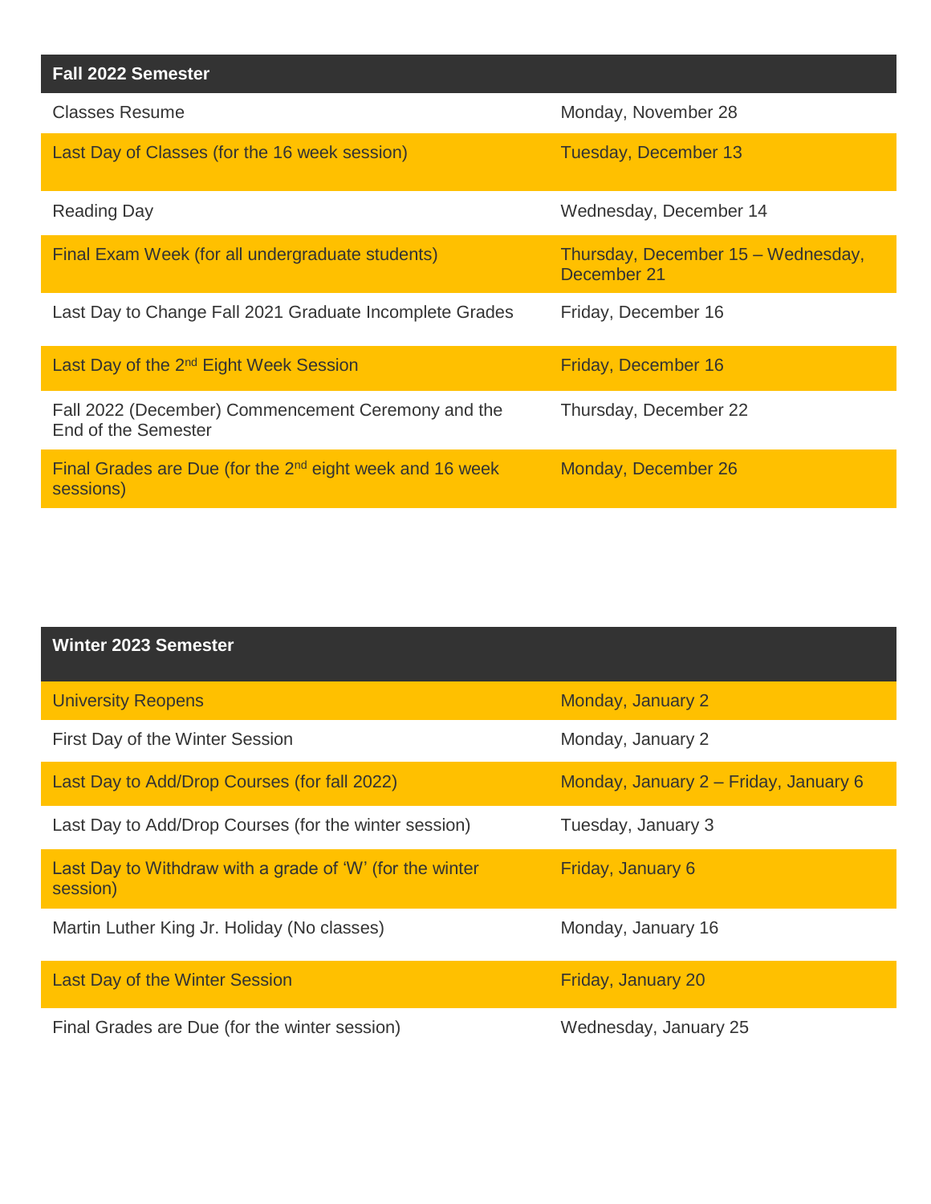| Fall 2022 Semester | |
|---|---|
| Classes Resume | Monday, November 28 |
| Last Day of Classes (for the 16 week session) | Tuesday, December 13 |
| Reading Day | Wednesday, December 14 |
| Final Exam Week (for all undergraduate students) | Thursday, December 15 – Wednesday, December 21 |
| Last Day to Change Fall 2021 Graduate Incomplete Grades | Friday, December 16 |
| Last Day of the 2nd Eight Week Session | Friday, December 16 |
| Fall 2022 (December) Commencement Ceremony and the End of the Semester | Thursday, December 22 |
| Final Grades are Due (for the 2nd eight week and 16 week sessions) | Monday, December 26 |

| Winter 2023 Semester | |
|---|---|
| University Reopens | Monday, January 2 |
| First Day of the Winter Session | Monday, January 2 |
| Last Day to Add/Drop Courses (for fall 2022) | Monday, January 2 – Friday, January 6 |
| Last Day to Add/Drop Courses (for the winter session) | Tuesday, January 3 |
| Last Day to Withdraw with a grade of 'W' (for the winter session) | Friday, January 6 |
| Martin Luther King Jr. Holiday (No classes) | Monday, January 16 |
| Last Day of the Winter Session | Friday, January 20 |
| Final Grades are Due (for the winter session) | Wednesday, January 25 |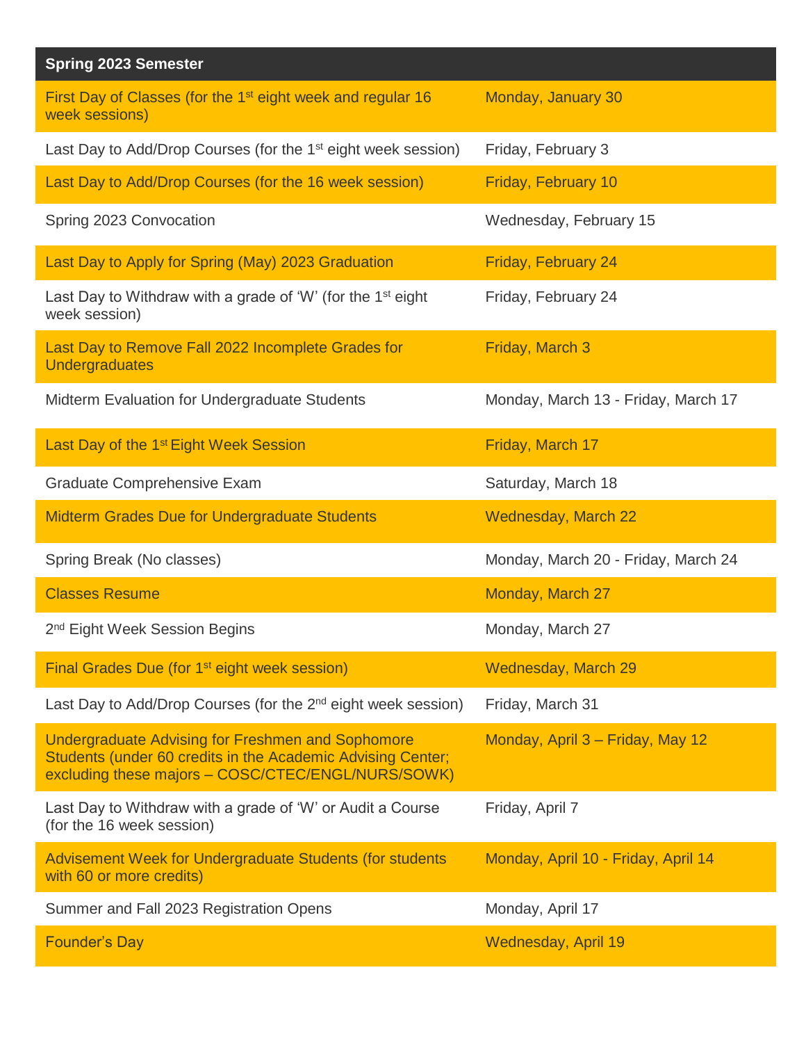| Spring 2023 Semester | |
|---|---|
| First Day of Classes (for the 1st eight week and regular 16 week sessions) | Monday, January 30 |
| Last Day to Add/Drop Courses (for the 1st eight week session) | Friday, February 3 |
| Last Day to Add/Drop Courses (for the 16 week session) | Friday, February 10 |
| Spring 2023 Convocation | Wednesday, February 15 |
| Last Day to Apply for Spring (May) 2023 Graduation | Friday, February 24 |
| Last Day to Withdraw with a grade of 'W' (for the 1st eight week session) | Friday, February 24 |
| Last Day to Remove Fall 2022 Incomplete Grades for Undergraduates | Friday, March 3 |
| Midterm Evaluation for Undergraduate Students | Monday, March 13 - Friday, March 17 |
| Last Day of the 1st Eight Week Session | Friday, March 17 |
| Graduate Comprehensive Exam | Saturday, March 18 |
| Midterm Grades Due for Undergraduate Students | Wednesday, March 22 |
| Spring Break (No classes) | Monday, March 20 - Friday, March 24 |
| Classes Resume | Monday, March 27 |
| 2nd Eight Week Session Begins | Monday, March 27 |
| Final Grades Due (for 1st eight week session) | Wednesday, March 29 |
| Last Day to Add/Drop Courses (for the 2nd eight week session) | Friday, March 31 |
| Undergraduate Advising for Freshmen and Sophomore Students (under 60 credits in the Academic Advising Center; excluding these majors – COSC/CTEC/ENGL/NURS/SOWK) | Monday, April 3 – Friday, May 12 |
| Last Day to Withdraw with a grade of 'W' or Audit a Course (for the 16 week session) | Friday, April 7 |
| Advisement Week for Undergraduate Students (for students with 60 or more credits) | Monday, April 10 - Friday, April 14 |
| Summer and Fall 2023 Registration Opens | Monday, April 17 |
| Founder's Day | Wednesday, April 19 |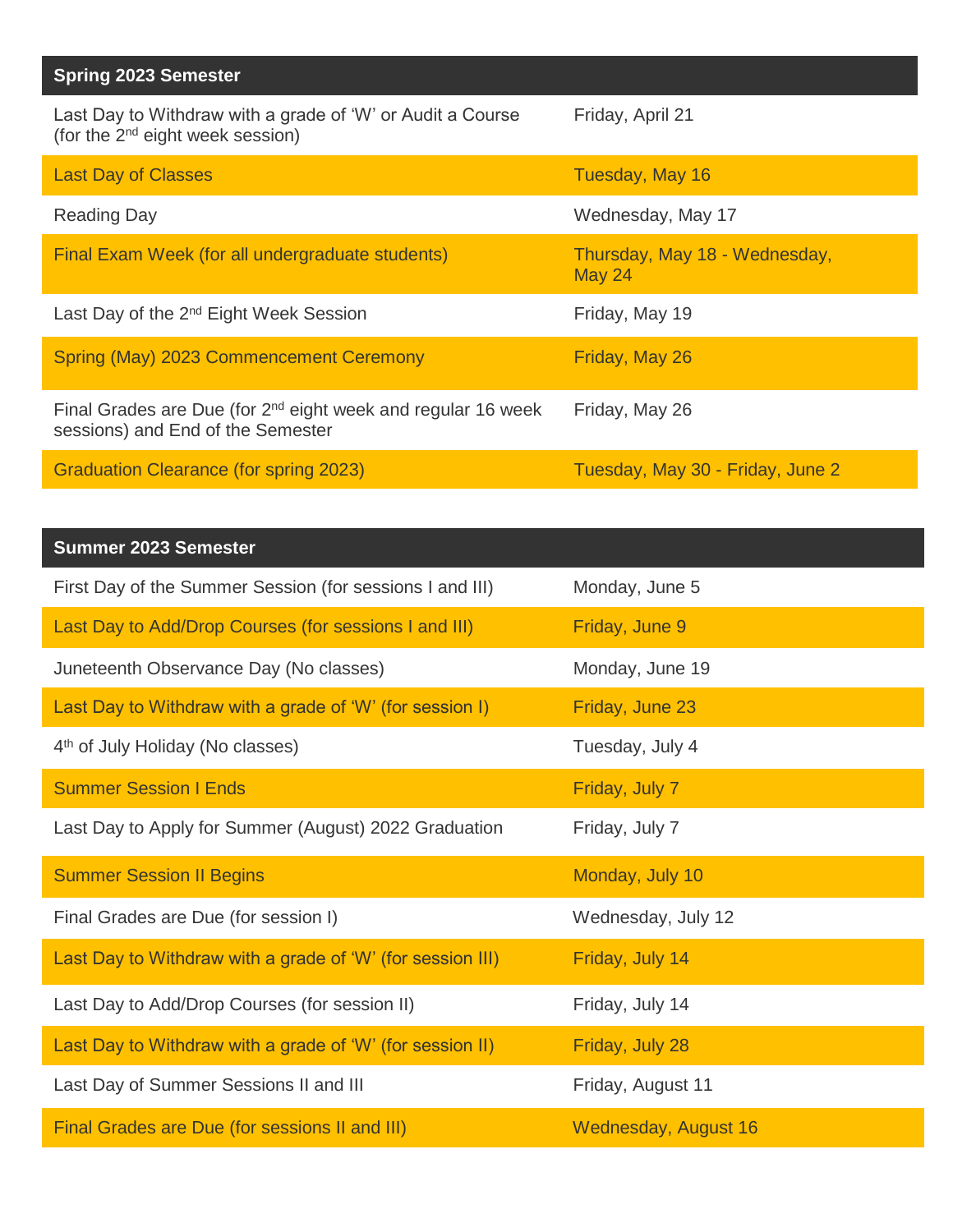| Spring 2023 Semester | |
|---|---|
| Last Day to Withdraw with a grade of 'W' or Audit a Course (for the 2nd eight week session) | Friday, April 21 |
| Last Day of Classes | Tuesday, May 16 |
| Reading Day | Wednesday, May 17 |
| Final Exam Week (for all undergraduate students) | Thursday, May 18 - Wednesday, May 24 |
| Last Day of the 2nd Eight Week Session | Friday, May 19 |
| Spring (May) 2023 Commencement Ceremony | Friday, May 26 |
| Final Grades are Due (for 2nd eight week and regular 16 week sessions) and End of the Semester | Friday, May 26 |
| Graduation Clearance (for spring 2023) | Tuesday, May 30 - Friday, June 2 |

| Summer 2023 Semester | |
|---|---|
| First Day of the Summer Session (for sessions I and III) | Monday, June 5 |
| Last Day to Add/Drop Courses (for sessions I and III) | Friday, June 9 |
| Juneteenth Observance Day (No classes) | Monday, June 19 |
| Last Day to Withdraw with a grade of 'W' (for session I) | Friday, June 23 |
| 4th of July Holiday (No classes) | Tuesday, July 4 |
| Summer Session I Ends | Friday, July 7 |
| Last Day to Apply for Summer (August) 2022 Graduation | Friday, July 7 |
| Summer Session II Begins | Monday, July 10 |
| Final Grades are Due (for session I) | Wednesday, July 12 |
| Last Day to Withdraw with a grade of 'W' (for session III) | Friday, July 14 |
| Last Day to Add/Drop Courses (for session II) | Friday, July 14 |
| Last Day to Withdraw with a grade of 'W' (for session II) | Friday, July 28 |
| Last Day of Summer Sessions II and III | Friday, August 11 |
| Final Grades are Due (for sessions II and III) | Wednesday, August 16 |